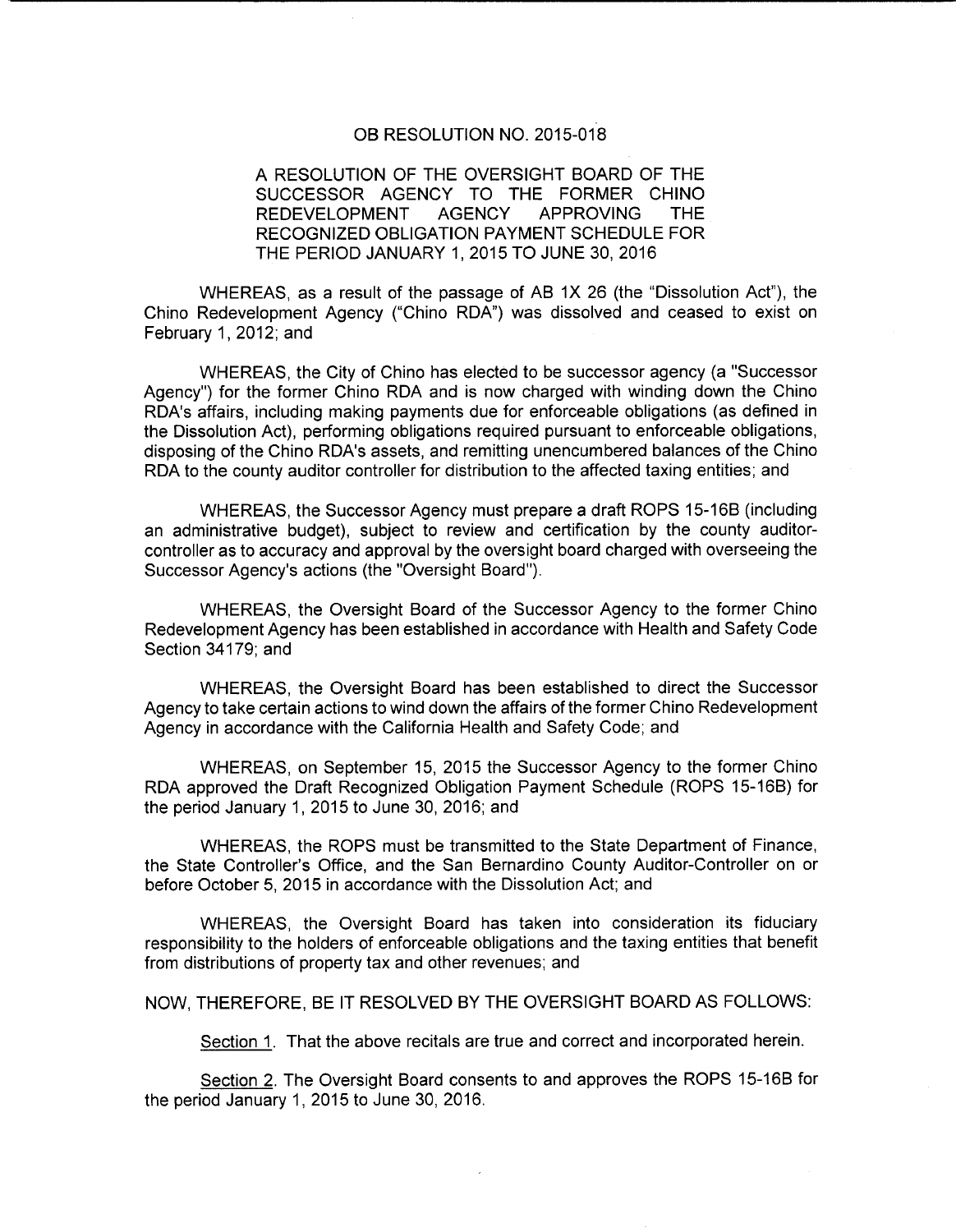# OB RESOLUTION NO. 2015-018

A RESOLUTION OF THE OVERSIGHT BOARD OF THE SUCCESSOR AGENCY TO THE FORMER CHINO REDEVELOPMENT AGENCY APPROVING THE RECOGNIZED OBLIGATION PAYMENT SCHEDULE FOR THE PERIOD JANUARY 1, 2015 TO JUNE 30, 2016

WHEREAS, as a result of the passage of AB 1X 26 (the "Dissolution Act"), the Chino Redevelopment Agency ("Chino RDA") was dissolved and ceased to exist on February 1, 2012; and

WHEREAS, the City of Chino has elected to be successor agency (a "Successor Agency") for the former Chino RDA and is now charged with winding down the Chino RDA's affairs, including making payments due for enforceable obligations (as defined in the Dissolution Act), performing obligations required pursuant to enforceable obligations, disposing of the Chino RDA's assets, and remitting unencumbered balances of the Chino RDA to the county auditor controller for distribution to the affected taxing entities; and

WHEREAS, the Successor Agency must prepare a draft ROPS 15-16B (including an administrative budget), subject to review and certification by the county auditor-controller as to accuracy and approval by the oversight board charged with overseeing the Successor Agency's actions (the "Oversight Board").

WHEREAS, the Oversight Board of the Successor Agency to the former Chino Redevelopment Agency has been established in accordance with Health and Safety Code Section 34179; and

WHEREAS, the Oversight Board has been established to direct the Successor Agency to take certain actions to wind down the affairs of the former Chino Redevelopment Agency in accordance with the California Health and Safety Code; and

WHEREAS, on September 15, 2015 the Successor Agency to the former Chino RDA approved the Draft Recognized Obligation Payment Schedule (ROPS 15-16B) for the period January 1, 2015 to June 30, 2016; and

WHEREAS, the ROPS must be transmitted to the State Department of Finance, the State Controller's Office, and the San Bernardino County Auditor-Controller on or before October 5, 2015 in accordance with the Dissolution Act; and

WHEREAS, the Oversight Board has taken into consideration its fiduciary responsibility to the holders of enforceable obligations and the taxing entities that benefit from distributions of property tax and other revenues; and

NOW, THEREFORE, BE IT RESOLVED BY THE OVERSIGHT BOARD AS FOLLOWS:

Section 1. That the above recitals are true and correct and incorporated herein.

Section 2. The Oversight Board consents to and approves the ROPS 15-16B for the period January 1, 2015 to June 30, 2016.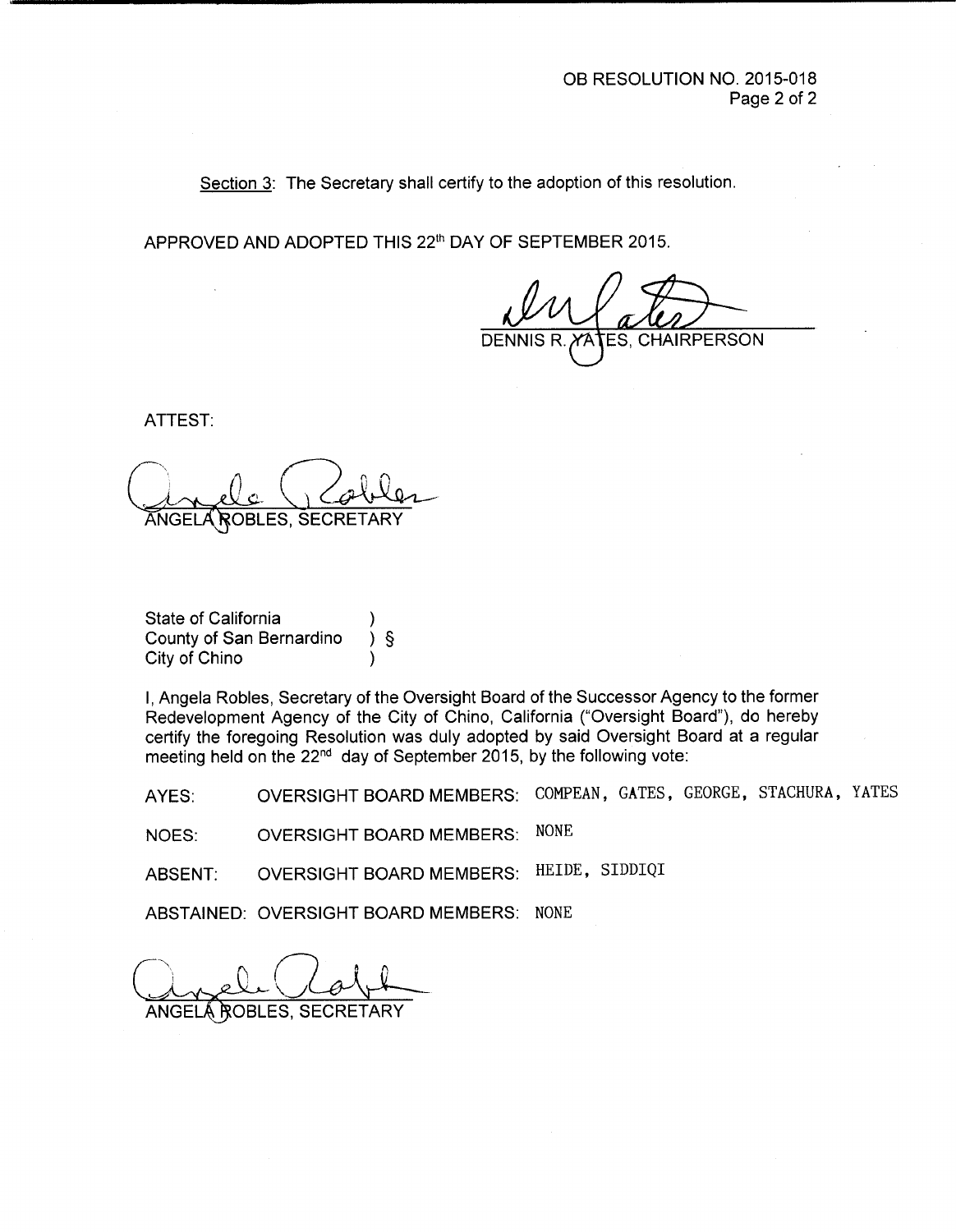OB RESOLUTION NO. 2015-018

Section 3: The Secretary shall certify to the adoption of this resolution.

APPROVED AND ADOPTED THIS 22th DAY OF SEPTEMBER 2015.

DENNIS R. YATES, CHAIRPERSON

ATTEST:

ANGELA ROBLES, SECRETARY

State of California )
County of San Bernardino ) §
City of Chino )

I, Angela Robles, Secretary of the Oversight Board of the Successor Agency to the former Redevelopment Agency of the City of Chino, California ("Oversight Board"), do hereby certify the foregoing Resolution was duly adopted by said Oversight Board at a regular meeting held on the 22nd day of September 2015, by the following vote:

AYES: OVERSIGHT BOARD MEMBERS: COMPEAN, GATES, GEORGE, STACHURA, YATES

NOES: OVERSIGHT BOARD MEMBERS: NONE

ABSENT: OVERSIGHT BOARD MEMBERS: HEIDE, SIDDIQI

ABSTAINED: OVERSIGHT BOARD MEMBERS: NONE

ANGELA ROBLES, SECRETARY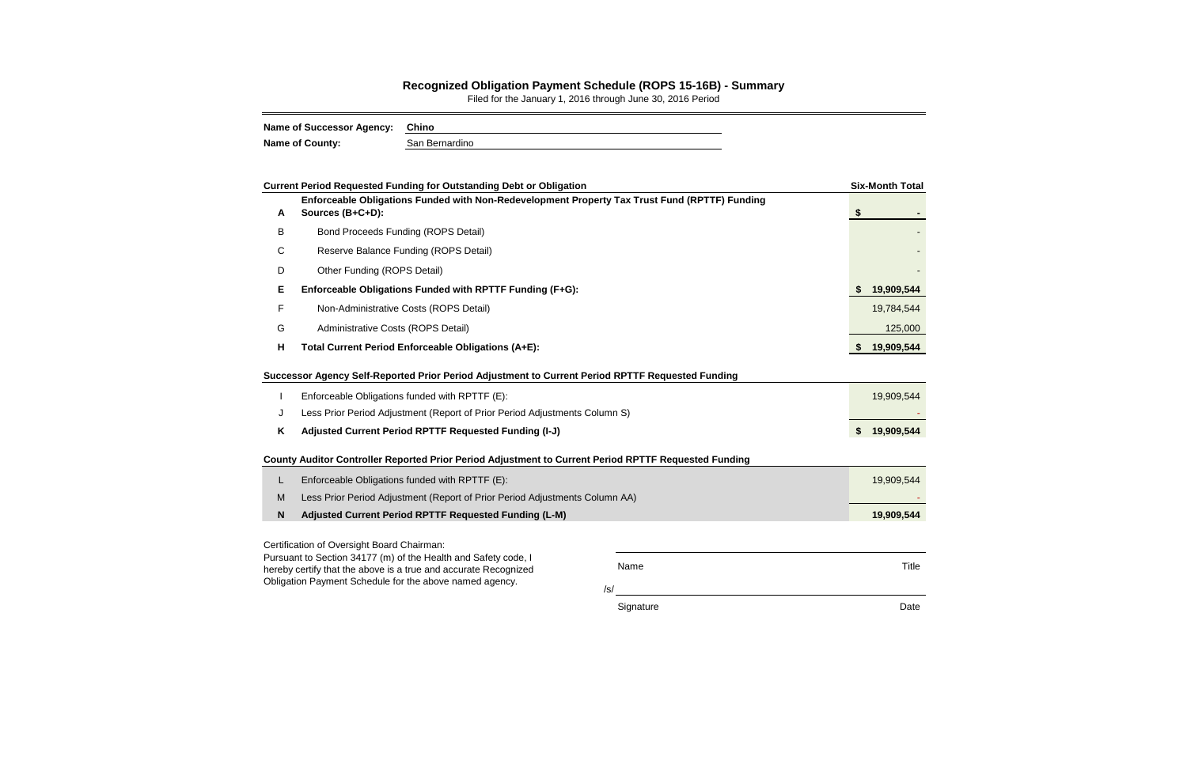## Recognized Obligation Payment Schedule (ROPS 15-16B) - Summary

Filed for the January 1, 2016 through June 30, 2016 Period

**Name of Successor Agency:** **Chino**

**Name of County:** San Bernardino

| | **Current Period Requested Funding for Outstanding Debt or Obligation** | **Six-Month Total** |
|---|---|---|
| **A** | **Enforceable Obligations Funded with Non-Redevelopment Property Tax Trust Fund (RPTTF) Funding Sources (B+C+D):** | **$ -** |
| B | Bond Proceeds Funding (ROPS Detail) | - |
| C | Reserve Balance Funding (ROPS Detail) | - |
| D | Other Funding (ROPS Detail) | - |
| **E** | **Enforceable Obligations Funded with RPTTF Funding (F+G):** | **$ 19,909,544** |
| F | Non-Administrative Costs (ROPS Detail) | 19,784,544 |
| G | Administrative Costs (ROPS Detail) | 125,000 |
| **H** | **Total Current Period Enforceable Obligations (A+E):** | **$ 19,909,544** |

| | **Successor Agency Self-Reported Prior Period Adjustment to Current Period RPTTF Requested Funding** | |
|---|---|---|
| I | Enforceable Obligations funded with RPTTF (E): | 19,909,544 |
| J | Less Prior Period Adjustment (Report of Prior Period Adjustments Column S) | - |
| **K** | **Adjusted Current Period RPTTF Requested Funding (I-J)** | **$ 19,909,544** |

| | **County Auditor Controller Reported Prior Period Adjustment to Current Period RPTTF Requested Funding** | |
|---|---|---|
| L | Enforceable Obligations funded with RPTTF (E): | 19,909,544 |
| M | Less Prior Period Adjustment (Report of Prior Period Adjustments Column AA) | - |
| **N** | **Adjusted Current Period RPTTF Requested Funding (L-M)** | **19,909,544** |

Certification of Oversight Board Chairman:
Pursuant to Section 34177 (m) of the Health and Safety code, I hereby certify that the above is a true and accurate Recognized Obligation Payment Schedule for the above named agency.

| | |
|---|---|
| Name | Title |
| /s/ Signature | Date |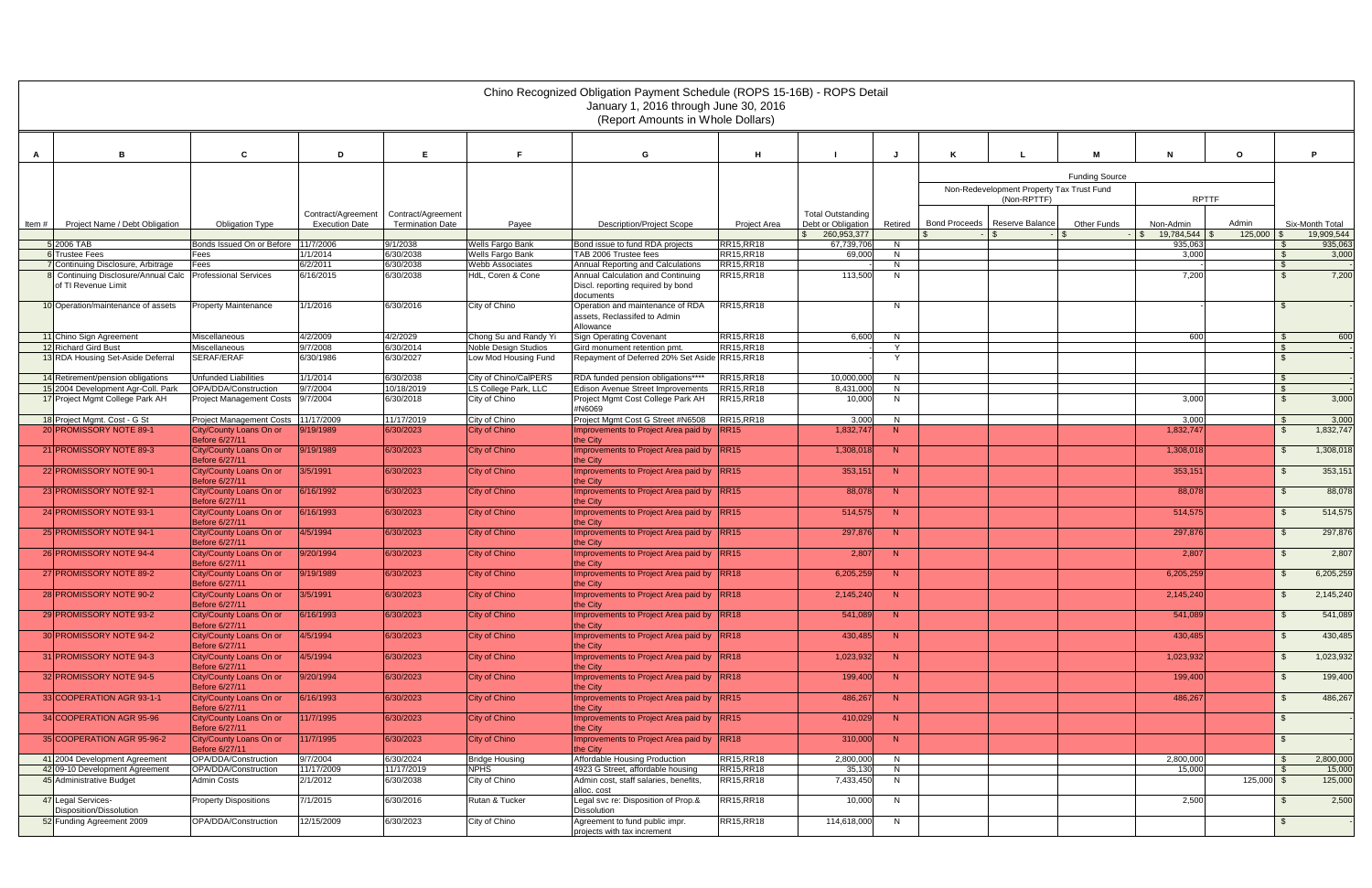# Chino Recognized Obligation Payment Schedule (ROPS 15-16B) - ROPS Detail

January 1, 2016 through June 30, 2016

(Report Amounts in Whole Dollars)

| A | B | C | D | E | F | G | H | I | J | K | L | M | N | O | P |
|---|---|---|---|---|---|---|---|---|---|---|---|---|---|---|---|
| | | | | | | | | | | Funding Source | | | | | |
| | | | | | | | | | | Non-Redevelopment Property Tax Trust Fund (Non-RPTTF) | | | RPTTF | | |
| Item # | Project Name / Debt Obligation | Obligation Type | Contract/Agreement Execution Date | Contract/Agreement Termination Date | Payee | Description/Project Scope | Project Area | Total Outstanding Debt or Obligation | Retired | Bond Proceeds | Reserve Balance | Other Funds | Non-Admin | Admin | Six-Month Total |
| | | | | | | | | $ 260,953,377 | | $ - | $ - | $ - | $ 19,784,544 | $ 125,000 | $ 19,909,544 |
| 5 | 2006 TAB | Bonds Issued On or Before | 11/7/2006 | 9/1/2038 | Wells Fargo Bank | Bond issue to fund RDA projects | RR15,RR18 | 67,739,706 | N | | | | 935,063 | | $ 935,063 |
| 6 | Trustee Fees | Fees | 1/1/2014 | 6/30/2038 | Wells Fargo Bank | TAB 2006 Trustee fees | RR15,RR18 | 69,000 | N | | | | 3,000 | | $ 3,000 |
| 7 | Continuing Disclosure, Arbitrage | Fees | 6/2/2011 | 6/30/2038 | Webb Associates | Annual Reporting and Calculations | RR15,RR18 | - | N | | | | - | | $ - |
| 8 | Continuing Disclosure/Annual Calc of TI Revenue Limit | Professional Services | 6/16/2015 | 6/30/2038 | HdL, Coren & Cone | Annual Calculation and Continuing Discl. reporting required by bond documents | RR15,RR18 | 113,500 | N | | | | 7,200 | | $ 7,200 |
| 10 | Operation/maintenance of assets | Property Maintenance | 1/1/2016 | 6/30/2016 | City of Chino | Operation and maintenance of RDA assets, Reclassifed to Admin Allowance | RR15,RR18 | | N | | | | - | | $ - |
| 11 | Chino Sign Agreement | Miscellaneous | 4/2/2009 | 4/2/2029 | Chong Su and Randy Yi | Sign Operating Covenant | RR15,RR18 | 6,600 | N | | | | 600 | | $ 600 |
| 12 | Richard Gird Bust | Miscellaneous | 9/7/2008 | 6/30/2014 | Noble Design Studios | Gird monument retention pmt. | RR15,RR18 | - | Y | | | | | | $ - |
| 13 | RDA Housing Set-Aside Deferral | SERAF/ERAF | 6/30/1986 | 6/30/2027 | Low Mod Housing Fund | Repayment of Deferred 20% Set Aside | RR15,RR18 | - | Y | | | | | | $ - |
| 14 | Retirement/pension obligations | Unfunded Liabilities | 1/1/2014 | 6/30/2038 | City of Chino/CalPERS | RDA funded pension obligations**** | RR15,RR18 | 10,000,000 | N | | | | | | $ - |
| 15 | 2004 Development Agr-Coll. Park | OPA/DDA/Construction | 9/7/2004 | 10/18/2019 | LS College Park, LLC | Edison Avenue Street Improvements | RR15,RR18 | 8,431,000 | N | | | | | | $ - |
| 17 | Project Mgmt College Park AH | Project Management Costs | 9/7/2004 | 6/30/2018 | City of Chino | Project Mgmt Cost College Park AH #N6069 | RR15,RR18 | 10,000 | N | | | | 3,000 | | $ 3,000 |
| 18 | Project Mgmt. Cost - G St | Project Management Costs | 11/17/2009 | 11/17/2019 | City of Chino | Project Mgmt Cost G Street #N6508 | RR15,RR18 | 3,000 | N | | | | 3,000 | | $ 3,000 |
| 20 | PROMISSORY NOTE 89-1 | City/County Loans On or Before 6/27/11 | 9/19/1989 | 6/30/2023 | City of Chino | Improvements to Project Area paid by the City | RR15 | 1,832,747 | N | | | | 1,832,747 | | $ 1,832,747 |
| 21 | PROMISSORY NOTE 89-3 | City/County Loans On or Before 6/27/11 | 9/19/1989 | 6/30/2023 | City of Chino | Improvements to Project Area paid by the City | RR15 | 1,308,018 | N | | | | 1,308,018 | | $ 1,308,018 |
| 22 | PROMISSORY NOTE 90-1 | City/County Loans On or Before 6/27/11 | 3/5/1991 | 6/30/2023 | City of Chino | Improvements to Project Area paid by the City | RR15 | 353,151 | N | | | | 353,151 | | $ 353,151 |
| 23 | PROMISSORY NOTE 92-1 | City/County Loans On or Before 6/27/11 | 6/16/1992 | 6/30/2023 | City of Chino | Improvements to Project Area paid by the City | RR15 | 88,078 | N | | | | 88,078 | | $ 88,078 |
| 24 | PROMISSORY NOTE 93-1 | City/County Loans On or Before 6/27/11 | 6/16/1993 | 6/30/2023 | City of Chino | Improvements to Project Area paid by the City | RR15 | 514,575 | N | | | | 514,575 | | $ 514,575 |
| 25 | PROMISSORY NOTE 94-1 | City/County Loans On or Before 6/27/11 | 4/5/1994 | 6/30/2023 | City of Chino | Improvements to Project Area paid by the City | RR15 | 297,876 | N | | | | 297,876 | | $ 297,876 |
| 26 | PROMISSORY NOTE 94-4 | City/County Loans On or Before 6/27/11 | 9/20/1994 | 6/30/2023 | City of Chino | Improvements to Project Area paid by the City | RR15 | 2,807 | N | | | | 2,807 | | $ 2,807 |
| 27 | PROMISSORY NOTE 89-2 | City/County Loans On or Before 6/27/11 | 9/19/1989 | 6/30/2023 | City of Chino | Improvements to Project Area paid by the City | RR18 | 6,205,259 | N | | | | 6,205,259 | | $ 6,205,259 |
| 28 | PROMISSORY NOTE 90-2 | City/County Loans On or Before 6/27/11 | 3/5/1991 | 6/30/2023 | City of Chino | Improvements to Project Area paid by the City | RR18 | 2,145,240 | N | | | | 2,145,240 | | $ 2,145,240 |
| 29 | PROMISSORY NOTE 93-2 | City/County Loans On or Before 6/27/11 | 6/16/1993 | 6/30/2023 | City of Chino | Improvements to Project Area paid by the City | RR18 | 541,089 | N | | | | 541,089 | | $ 541,089 |
| 30 | PROMISSORY NOTE 94-2 | City/County Loans On or Before 6/27/11 | 4/5/1994 | 6/30/2023 | City of Chino | Improvements to Project Area paid by the City | RR18 | 430,485 | N | | | | 430,485 | | $ 430,485 |
| 31 | PROMISSORY NOTE 94-3 | City/County Loans On or Before 6/27/11 | 4/5/1994 | 6/30/2023 | City of Chino | Improvements to Project Area paid by the City | RR18 | 1,023,932 | N | | | | 1,023,932 | | $ 1,023,932 |
| 32 | PROMISSORY NOTE 94-5 | City/County Loans On or Before 6/27/11 | 9/20/1994 | 6/30/2023 | City of Chino | Improvements to Project Area paid by the City | RR18 | 199,400 | N | | | | 199,400 | | $ 199,400 |
| 33 | COOPERATION AGR 93-1-1 | City/County Loans On or Before 6/27/11 | 6/16/1993 | 6/30/2023 | City of Chino | Improvements to Project Area paid by the City | RR15 | 486,267 | N | | | | 486,267 | | $ 486,267 |
| 34 | COOPERATION AGR 95-96 | City/County Loans On or Before 6/27/11 | 11/7/1995 | 6/30/2023 | City of Chino | Improvements to Project Area paid by the City | RR15 | 410,029 | N | | | | | | $ - |
| 35 | COOPERATION AGR 95-96-2 | City/County Loans On or Before 6/27/11 | 11/7/1995 | 6/30/2023 | City of Chino | Improvements to Project Area paid by the City | RR18 | 310,000 | N | | | | | | $ - |
| 41 | 2004 Development Agreement | OPA/DDA/Construction | 9/7/2004 | 6/30/2024 | Bridge Housing | Affordable Housing Production | RR15,RR18 | 2,800,000 | N | | | | 2,800,000 | | $ 2,800,000 |
| 42 | 09-10 Development Agreement | OPA/DDA/Construction | 11/17/2009 | 11/17/2019 | NPHS | 4923 G Street, affordable housing | RR15,RR18 | 35,130 | N | | | | 15,000 | | $ 15,000 |
| 45 | Administrative Budget | Admin Costs | 2/1/2012 | 6/30/2038 | City of Chino | Admin cost, staff salaries, benefits, alloc. cost | RR15,RR18 | 7,433,450 | N | | | | | 125,000 | $ 125,000 |
| 47 | Legal Services-Disposition/Dissolution | Property Dispositions | 7/1/2015 | 6/30/2016 | Rutan & Tucker | Legal svc re: Disposition of Prop.& Dissolution | RR15,RR18 | 10,000 | N | | | | 2,500 | | $ 2,500 |
| 52 | Funding Agreement 2009 | OPA/DDA/Construction | 12/15/2009 | 6/30/2023 | City of Chino | Agreement to fund public impr. projects with tax increment | RR15,RR18 | 114,618,000 | N | | | | | | $ - |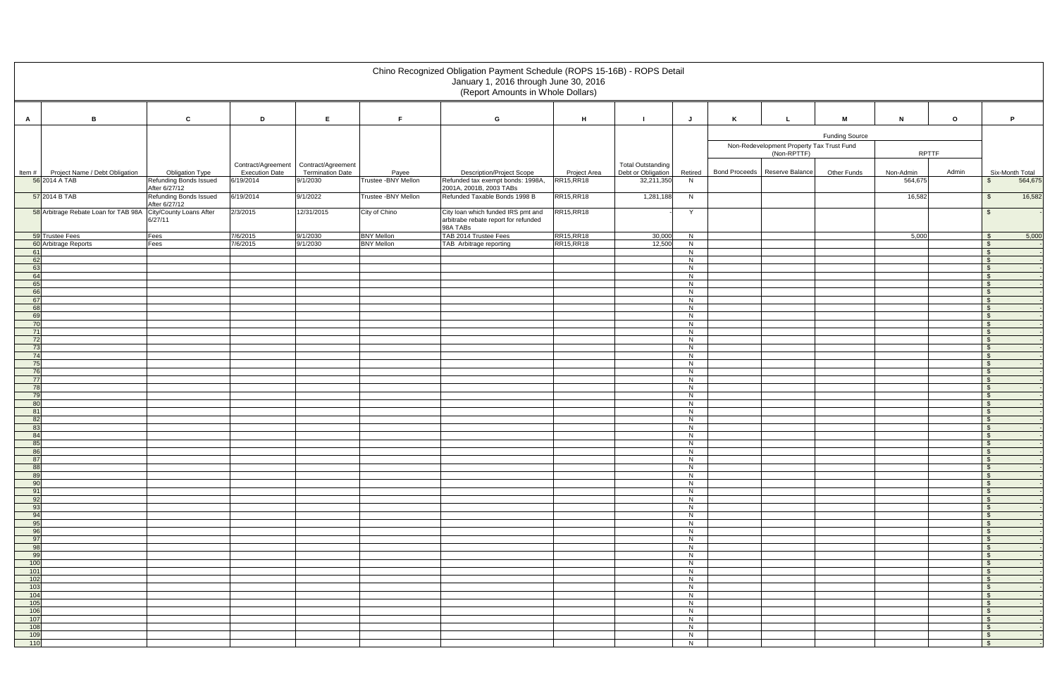# Chino Recognized Obligation Payment Schedule (ROPS 15-16B) - ROPS Detail

January 1, 2016 through June 30, 2016

(Report Amounts in Whole Dollars)

| A | B | C | D | E | F | G | H | I | J | K | L | M | N | O | P |
|---|---|---|---|---|---|---|---|---|---|---|---|---|---|---|---|
| | | | | | | | | | | Funding Source | | | | | |
| | | | | | | | | | | Non-Redevelopment Property Tax Trust Fund (Non-RPTTF) | | | RPTTF | | |
| Item # | Project Name / Debt Obligation | Obligation Type | Contract/Agreement Execution Date | Contract/Agreement Termination Date | Payee | Description/Project Scope | Project Area | Total Outstanding Debt or Obligation | Retired | Bond Proceeds | Reserve Balance | Other Funds | Non-Admin | Admin | Six-Month Total |
| 56 | 2014 A TAB | Refunding Bonds Issued After 6/27/12 | 6/19/2014 | 9/1/2030 | Trustee -BNY Mellon | Refunded tax exempt bonds: 1998A, 2001A, 2001B, 2003 TABs | RR15,RR18 | 32,211,350 | N | | | | 564,675 | | $ 564,675 |
| 57 | 2014 B TAB | Refunding Bonds Issued After 6/27/12 | 6/19/2014 | 9/1/2022 | Trustee -BNY Mellon | Refunded Taxable Bonds 1998 B | RR15,RR18 | 1,281,188 | N | | | | 16,582 | | $ 16,582 |
| 58 | Arbitrage Rebate Loan for TAB 98A | City/County Loans After 6/27/11 | 2/3/2015 | 12/31/2015 | City of Chino | City loan which funded IRS pmt and arbitrabe rebate report for refunded 98A TABs | RR15,RR18 | - | Y | | | | | | $ - |
| 59 | Trustee Fees | Fees | 7/6/2015 | 9/1/2030 | BNY Mellon | TAB 2014 Trustee Fees | RR15,RR18 | 30,000 | N | | | | 5,000 | | $ 5,000 |
| 60 | Arbitrage Reports | Fees | 7/6/2015 | 9/1/2030 | BNY Mellon | TAB Arbitrage reporting | RR15,RR18 | 12,500 | N | | | | | | $ - |
| 61 | | | | | | | | | N | | | | | | $ - |
| 62 | | | | | | | | | N | | | | | | $ - |
| 63 | | | | | | | | | N | | | | | | $ - |
| 64 | | | | | | | | | N | | | | | | $ - |
| 65 | | | | | | | | | N | | | | | | $ - |
| 66 | | | | | | | | | N | | | | | | $ - |
| 67 | | | | | | | | | N | | | | | | $ - |
| 68 | | | | | | | | | N | | | | | | $ - |
| 69 | | | | | | | | | N | | | | | | $ - |
| 70 | | | | | | | | | N | | | | | | $ - |
| 71 | | | | | | | | | N | | | | | | $ - |
| 72 | | | | | | | | | N | | | | | | $ - |
| 73 | | | | | | | | | N | | | | | | $ - |
| 74 | | | | | | | | | N | | | | | | $ - |
| 75 | | | | | | | | | N | | | | | | $ - |
| 76 | | | | | | | | | N | | | | | | $ - |
| 77 | | | | | | | | | N | | | | | | $ - |
| 78 | | | | | | | | | N | | | | | | $ - |
| 79 | | | | | | | | | N | | | | | | $ - |
| 80 | | | | | | | | | N | | | | | | $ - |
| 81 | | | | | | | | | N | | | | | | $ - |
| 82 | | | | | | | | | N | | | | | | $ - |
| 83 | | | | | | | | | N | | | | | | $ - |
| 84 | | | | | | | | | N | | | | | | $ - |
| 85 | | | | | | | | | N | | | | | | $ - |
| 86 | | | | | | | | | N | | | | | | $ - |
| 87 | | | | | | | | | N | | | | | | $ - |
| 88 | | | | | | | | | N | | | | | | $ - |
| 89 | | | | | | | | | N | | | | | | $ - |
| 90 | | | | | | | | | N | | | | | | $ - |
| 91 | | | | | | | | | N | | | | | | $ - |
| 92 | | | | | | | | | N | | | | | | $ - |
| 93 | | | | | | | | | N | | | | | | $ - |
| 94 | | | | | | | | | N | | | | | | $ - |
| 95 | | | | | | | | | N | | | | | | $ - |
| 96 | | | | | | | | | N | | | | | | $ - |
| 97 | | | | | | | | | N | | | | | | $ - |
| 98 | | | | | | | | | N | | | | | | $ - |
| 99 | | | | | | | | | N | | | | | | $ - |
| 100 | | | | | | | | | N | | | | | | $ - |
| 101 | | | | | | | | | N | | | | | | $ - |
| 102 | | | | | | | | | N | | | | | | $ - |
| 103 | | | | | | | | | N | | | | | | $ - |
| 104 | | | | | | | | | N | | | | | | $ - |
| 105 | | | | | | | | | N | | | | | | $ - |
| 106 | | | | | | | | | N | | | | | | $ - |
| 107 | | | | | | | | | N | | | | | | $ - |
| 108 | | | | | | | | | N | | | | | | $ - |
| 109 | | | | | | | | | N | | | | | | $ - |
| 110 | | | | | | | | | N | | | | | | $ - |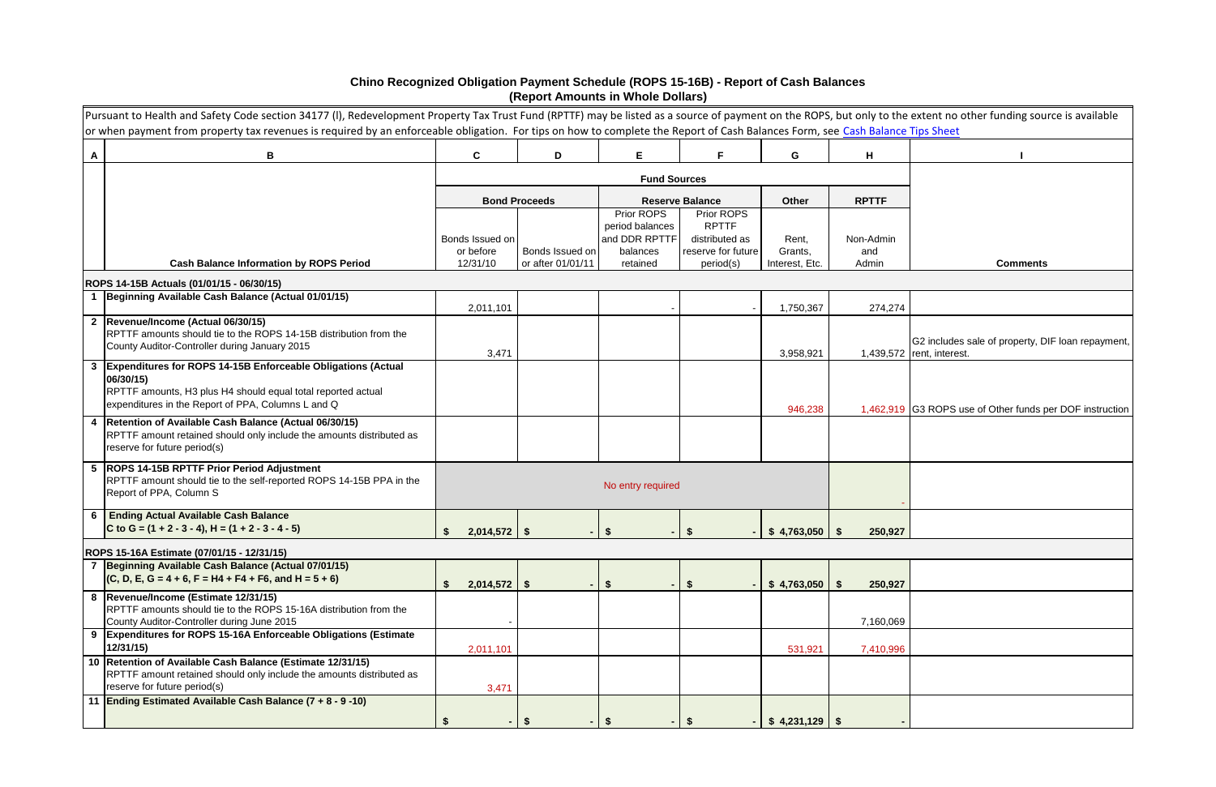# Chino Recognized Obligation Payment Schedule (ROPS 15-16B) - Report of Cash Balances
## (Report Amounts in Whole Dollars)

Pursuant to Health and Safety Code section 34177 (l), Redevelopment Property Tax Trust Fund (RPTTF) may be listed as a source of payment on the ROPS, but only to the extent no other funding source is available or when payment from property tax revenues is required by an enforceable obligation. For tips on how to complete the Report of Cash Balances Form, see Cash Balance Tips Sheet

| A | B | C | D | E | F | G | H | I |
|---|---|---|---|---|---|---|---|---|
| | | Fund Sources | | | | | | |
| | | Bond Proceeds | | Reserve Balance | | Other | RPTTF | |
| | Cash Balance Information by ROPS Period | Bonds Issued on or before 12/31/10 | Bonds Issued on or after 01/01/11 | Prior ROPS period balances and DDR RPTTF balances retained | Prior ROPS RPTTF distributed as reserve for future period(s) | Rent, Grants, Interest, Etc. | Non-Admin and Admin | Comments |
| | **ROPS 14-15B Actuals (01/01/15 - 06/30/15)** | | | | | | | |
| 1 | **Beginning Available Cash Balance (Actual 01/01/15)** | 2,011,101 | | - | - | 1,750,367 | 274,274 | |
| 2 | **Revenue/Income (Actual 06/30/15)**<br>RPTTF amounts should tie to the ROPS 14-15B distribution from the County Auditor-Controller during January 2015 | 3,471 | | | | 3,958,921 | 1,439,572 | G2 includes sale of property, DIF loan repayment, rent, interest. |
| 3 | **Expenditures for ROPS 14-15B Enforceable Obligations (Actual 06/30/15)**<br>RPTTF amounts, H3 plus H4 should equal total reported actual expenditures in the Report of PPA, Columns L and Q | | | | | 946,238 | 1,462,919 | G3 ROPS use of Other funds per DOF instruction |
| 4 | **Retention of Available Cash Balance (Actual 06/30/15)**<br>RPTTF amount retained should only include the amounts distributed as reserve for future period(s) | | | | | | | |
| 5 | **ROPS 14-15B RPTTF Prior Period Adjustment**<br>RPTTF amount should tie to the self-reported ROPS 14-15B PPA in the Report of PPA, Column S | No entry required | | | | | - | |
| 6 | **Ending Actual Available Cash Balance**<br>**C to G = (1 + 2 - 3 - 4), H = (1 + 2 - 3 - 4 - 5)** | $ 2,014,572 | $ - | $ - | $ - | $ 4,763,050 | $ 250,927 | |
| | **ROPS 15-16A Estimate (07/01/15 - 12/31/15)** | | | | | | | |
| 7 | **Beginning Available Cash Balance (Actual 07/01/15)**<br>**(C, D, E, G = 4 + 6, F = H4 + F4 + F6, and H = 5 + 6)** | $ 2,014,572 | $ - | $ - | $ - | $ 4,763,050 | $ 250,927 | |
| 8 | **Revenue/Income (Estimate 12/31/15)**<br>RPTTF amounts should tie to the ROPS 15-16A distribution from the County Auditor-Controller during June 2015 | - | | | | | 7,160,069 | |
| 9 | **Expenditures for ROPS 15-16A Enforceable Obligations (Estimate 12/31/15)** | 2,011,101 | | | | 531,921 | 7,410,996 | |
| 10 | **Retention of Available Cash Balance (Estimate 12/31/15)**<br>RPTTF amount retained should only include the amounts distributed as reserve for future period(s) | 3,471 | | | | | | |
| 11 | **Ending Estimated Available Cash Balance (7 + 8 - 9 -10)** | $ - | $ - | $ - | $ - | $ 4,231,129 | $ - | |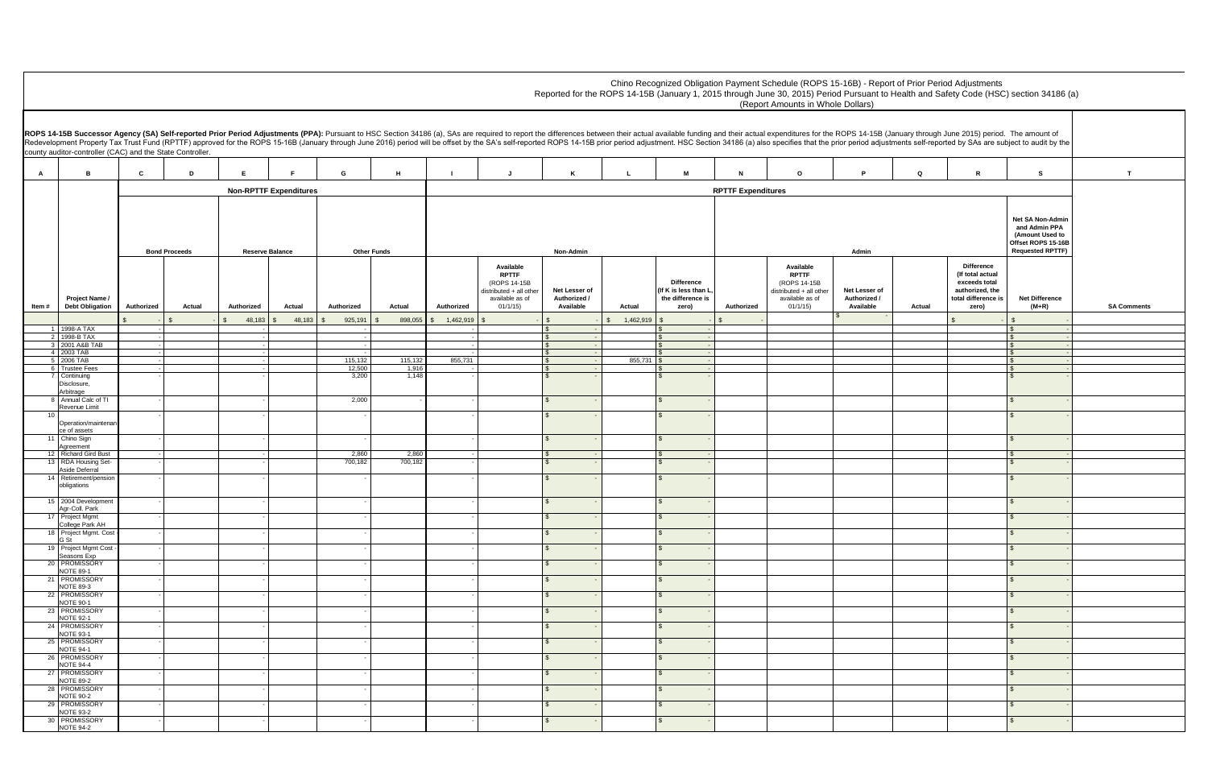Chino Recognized Obligation Payment Schedule (ROPS 15-16B) - Report of Prior Period Adjustments
Reported for the ROPS 14-15B (January 1, 2015 through June 30, 2015) Period Pursuant to Health and Safety Code (HSC) section 34186 (a)
(Report Amounts in Whole Dollars)

**ROPS 14-15B Successor Agency (SA) Self-reported Prior Period Adjustments (PPA):** Pursuant to HSC Section 34186 (a), SAs are required to report the differences between their actual available funding and their actual expenditures for the ROPS 14-15B (January through June 2015) period. The amount of Redevelopment Property Tax Trust Fund (RPTTF) approved for the ROPS 15-16B (January through June 2016) period will be offset by the SA's self-reported ROPS 14-15B prior period adjustment. HSC Section 34186 (a) also specifies that the prior period adjustments self-reported by SAs are subject to audit by the county auditor-controller (CAC) and the State Controller.

| A | B | C | D | E | F | G | H | I | J | K | L | M | N | O | P | Q | R | S | T |
|---|---|---|---|---|---|---|---|---|---|---|---|---|---|---|---|---|---|---|---|
| | | Non-RPTTF Expenditures | | | | | | RPTTF Expenditures | | | | | | | | | | | |
| | | Bond Proceeds | | Reserve Balance | | Other Funds | | Non-Admin | | | | | Admin | | | | | Net SA Non-Admin and Admin PPA (Amount Used to Offset ROPS 15-16B Requested RPTTF) | |
| Item # | Project Name / Debt Obligation | Authorized | Actual | Authorized | Actual | Authorized | Actual | Authorized | Available RPTTF (ROPS 14-15B distributed + all other available as of 01/1/15) | Net Lesser of Authorized / Available | Actual | Difference (If K is less than L, the difference is zero) | Authorized | Available RPTTF (ROPS 14-15B distributed + all other available as of 01/1/15) | Net Lesser of Authorized / Available | Actual | Difference (If total actual exceeds total authorized, the total difference is zero) | Net Difference (M+R) | SA Comments |
| | | $ - | $ - | $ 48,183 | $ 48,183 | $ 925,191 | $ 898,055 | $ 1,462,919 | $ - | $ - | $ 1,462,919 | $ - | $ - | | $ - | | $ - | $ - | |
| 1 | 1998-A TAX | - | | - | | - | | - | | $ - | | $ - | | | | | | $ - | |
| 2 | 1998-B TAX | - | | - | | - | | - | | $ - | | $ - | | | | | | $ - | |
| 3 | 2001 A&B TAB | - | | - | | - | | - | | $ - | | $ - | | | | | | $ - | |
| 4 | 2003 TAB | - | | - | | - | | - | | $ - | | $ - | | | | | | $ - | |
| 5 | 2006 TAB | - | | - | | 115,132 | 115,132 | 855,731 | | $ - | 855,731 | $ - | | | | | | $ - | |
| 6 | Trustee Fees | - | | - | | 12,500 | 1,916 | - | | $ - | | $ - | | | | | | $ - | |
| 7 | Continuing Disclosure, Arbitrage | - | | - | | 3,200 | 1,148 | - | | $ - | | $ - | | | | | | $ - | |
| 8 | Annual Calc of TI Revenue Limit | - | | - | | 2,000 | - | - | | $ - | | $ - | | | | | | $ - | |
| 10 | Operation/maintenance of assets | - | | - | | - | | - | | $ - | | $ - | | | | | | $ - | |
| 11 | Chino Sign Agreement | - | | - | | - | | - | | $ - | | $ - | | | | | | $ - | |
| 12 | Richard Gird Bust | - | | - | | 2,860 | 2,860 | - | | $ - | | $ - | | | | | | $ - | |
| 13 | RDA Housing Set-Aside Deferral | - | | - | | 700,182 | 700,182 | - | | $ - | | $ - | | | | | | $ - | |
| 14 | Retirement/pension obligations | - | | - | | - | | - | | $ - | | $ - | | | | | | $ - | |
| 15 | 2004 Development Agr-Coll. Park | - | | - | | - | | - | | $ - | | $ - | | | | | | $ - | |
| 17 | Project Mgmt College Park AH | - | | - | | - | | - | | $ - | | $ - | | | | | | $ - | |
| 18 | Project Mgmt. Cost - G St | - | | - | | - | | - | | $ - | | $ - | | | | | | $ - | |
| 19 | Project Mgmt Cost - Seasons Exp | - | | - | | - | | - | | $ - | | $ - | | | | | | $ - | |
| 20 | PROMISSORY NOTE 89-1 | - | | - | | - | | - | | $ - | | $ - | | | | | | $ - | |
| 21 | PROMISSORY NOTE 89-3 | - | | - | | - | | - | | $ - | | $ - | | | | | | $ - | |
| 22 | PROMISSORY NOTE 90-1 | - | | - | | - | | - | | $ - | | $ - | | | | | | $ - | |
| 23 | PROMISSORY NOTE 92-1 | - | | - | | - | | - | | $ - | | $ - | | | | | | $ - | |
| 24 | PROMISSORY NOTE 93-1 | - | | - | | - | | - | | $ - | | $ - | | | | | | $ - | |
| 25 | PROMISSORY NOTE 94-1 | - | | - | | - | | - | | $ - | | $ - | | | | | | $ - | |
| 26 | PROMISSORY NOTE 94-4 | - | | - | | - | | - | | $ - | | $ - | | | | | | $ - | |
| 27 | PROMISSORY NOTE 89-2 | - | | - | | - | | - | | $ - | | $ - | | | | | | $ - | |
| 28 | PROMISSORY NOTE 90-2 | - | | - | | - | | - | | $ - | | $ - | | | | | | $ - | |
| 29 | PROMISSORY NOTE 93-2 | - | | - | | - | | - | | $ - | | $ - | | | | | | $ - | |
| 30 | PROMISSORY NOTE 94-2 | - | | - | | - | | - | | $ - | | $ - | | | | | | $ - | |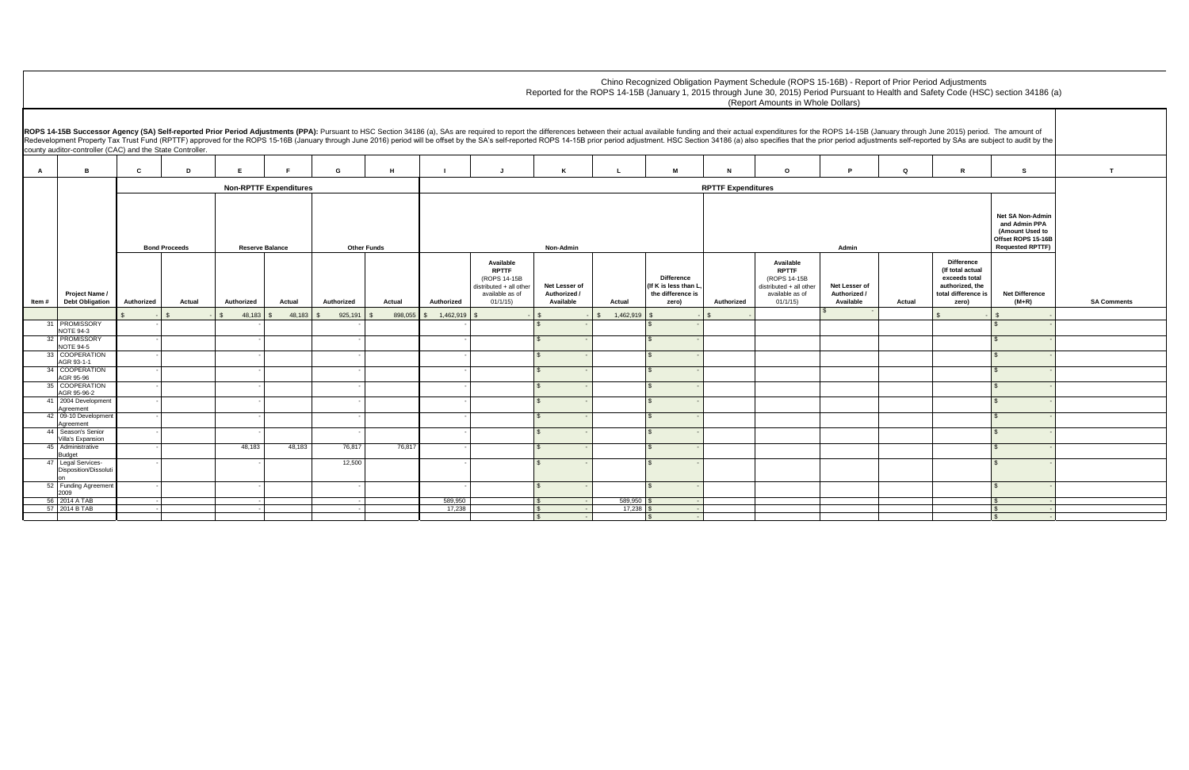Chino Recognized Obligation Payment Schedule (ROPS 15-16B) - Report of Prior Period Adjustments
Reported for the ROPS 14-15B (January 1, 2015 through June 30, 2015) Period Pursuant to Health and Safety Code (HSC) section 34186 (a)
(Report Amounts in Whole Dollars)

**ROPS 14-15B Successor Agency (SA) Self-reported Prior Period Adjustments (PPA):** Pursuant to HSC Section 34186 (a), SAs are required to report the differences between their actual available funding and their actual expenditures for the ROPS 14-15B (January through June 2015) period. The amount of Redevelopment Property Tax Trust Fund (RPTTF) approved for the ROPS 15-16B (January through June 2016) period will be offset by the SA's self-reported ROPS 14-15B prior period adjustment. HSC Section 34186 (a) also specifies that the prior period adjustments self-reported by SAs are subject to audit by the county auditor-controller (CAC) and the State Controller.

| A | B | C | D | E | F | G | H | I | J | K | L | M | N | O | P | Q | R | S | T |
|---|---|---|---|---|---|---|---|---|---|---|---|---|---|---|---|---|---|---|---|
| | | Non-RPTTF Expenditures | | | | | | RPTTF Expenditures | | | | | | | | | | | |
| | | Bond Proceeds | | Reserve Balance | | Other Funds | | Non-Admin | | | | | Admin | | | | | Net SA Non-Admin and Admin PPA (Amount Used to Offset ROPS 15-16B Requested RPTTF) | |
| Item # | Project Name / Debt Obligation | Authorized | Actual | Authorized | Actual | Authorized | Actual | Authorized | Available RPTTF (ROPS 14-15B distributed + all other available as of 01/1/15) | Net Lesser of Authorized / Available | Actual | Difference (If K is less than L, the difference is zero) | Authorized | Available RPTTF (ROPS 14-15B distributed + all other available as of 01/1/15) | Net Lesser of Authorized / Available | Actual | Difference (If total actual exceeds total authorized, the total difference is zero) | Net Difference (M+R) | SA Comments |
| | | $ - | $ - | $ 48,183 | $ 48,183 | $ 925,191 | $ 898,055 | $ 1,462,919 | $ - | $ - | $ 1,462,919 | $ - | $ - | | $ - | | $ - | $ - | |
| 31 | PROMISSORY NOTE 94-3 | - | | - | | - | | - | | $ - | | $ - | | | | | | $ - | |
| 32 | PROMISSORY NOTE 94-5 | - | | - | | - | | - | | $ - | | $ - | | | | | | $ - | |
| 33 | COOPERATION AGR 93-1-1 | - | | - | | - | | - | | $ - | | $ - | | | | | | $ - | |
| 34 | COOPERATION AGR 95-96 | - | | - | | - | | - | | $ - | | $ - | | | | | | $ - | |
| 35 | COOPERATION AGR 95-96-2 | - | | - | | - | | - | | $ - | | $ - | | | | | | $ - | |
| 41 | 2004 Development Agreement | - | | - | | - | | - | | $ - | | $ - | | | | | | $ - | |
| 42 | 09-10 Development Agreement | - | | - | | - | | - | | $ - | | $ - | | | | | | $ - | |
| 44 | Season's Senior Villa's Expansion | - | | - | | - | | - | | $ - | | $ - | | | | | | $ - | |
| 45 | Administrative Budget | - | | 48,183 | 48,183 | 76,817 | 76,817 | - | | $ - | | $ - | | | | | | $ - | |
| 47 | Legal Services-Disposition/Dissolution | - | | - | | 12,500 | | - | | $ - | | $ - | | | | | | $ - | |
| 52 | Funding Agreement 2009 | - | | - | | - | | - | | $ - | | $ - | | | | | | $ - | |
| 56 | 2014 A TAB | - | | - | | - | | 589,950 | | $ - | 589,950 | $ - | | | | | | $ - | |
| 57 | 2014 B TAB | - | | - | | - | | 17,238 | | $ - | 17,238 | $ - | | | | | | $ - | |
| | | | | | | | | | | $ - | | $ - | | | | | | $ - | |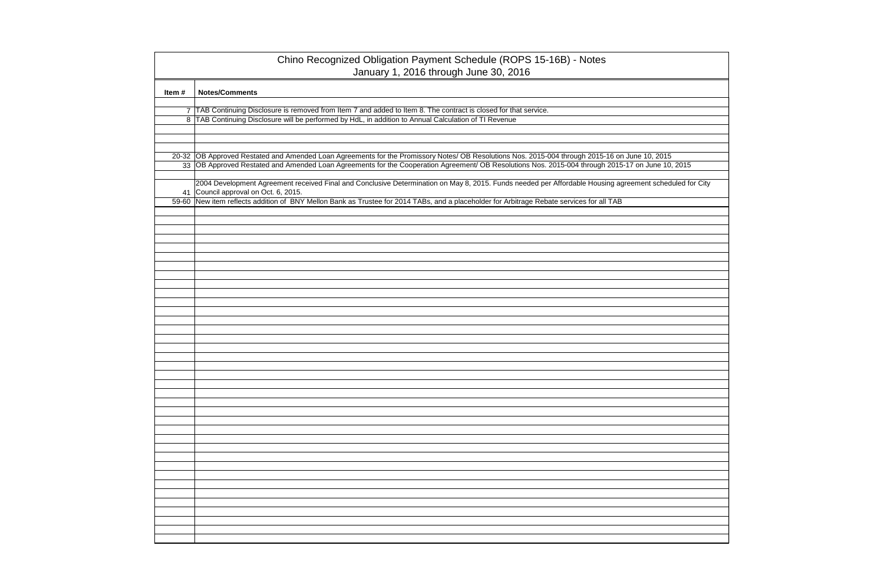# Chino Recognized Obligation Payment Schedule (ROPS 15-16B) - Notes

January 1, 2016 through June 30, 2016

| Item # | Notes/Comments |
|---|---|
| 7 | TAB Continuing Disclosure is removed from Item 7 and added to Item 8. The contract is closed for that service. |
| 8 | TAB Continuing Disclosure will be performed by HdL, in addition to Annual Calculation of TI Revenue |
| 20-32 | OB Approved Restated and Amended Loan Agreements for the Promissory Notes/ OB Resolutions Nos. 2015-004 through 2015-16 on June 10, 2015 |
| 33 | OB Approved Restated and Amended Loan Agreements for the Cooperation Agreement/ OB Resolutions Nos. 2015-004 through 2015-17 on June 10, 2015 |
| 41 | 2004 Development Agreement received Final and Conclusive Determination on May 8, 2015. Funds needed per Affordable Housing agreement scheduled for City Council approval on Oct. 6, 2015. |
| 59-60 | New item reflects addition of BNY Mellon Bank as Trustee for 2014 TABs, and a placeholder for Arbitrage Rebate services for all TAB |